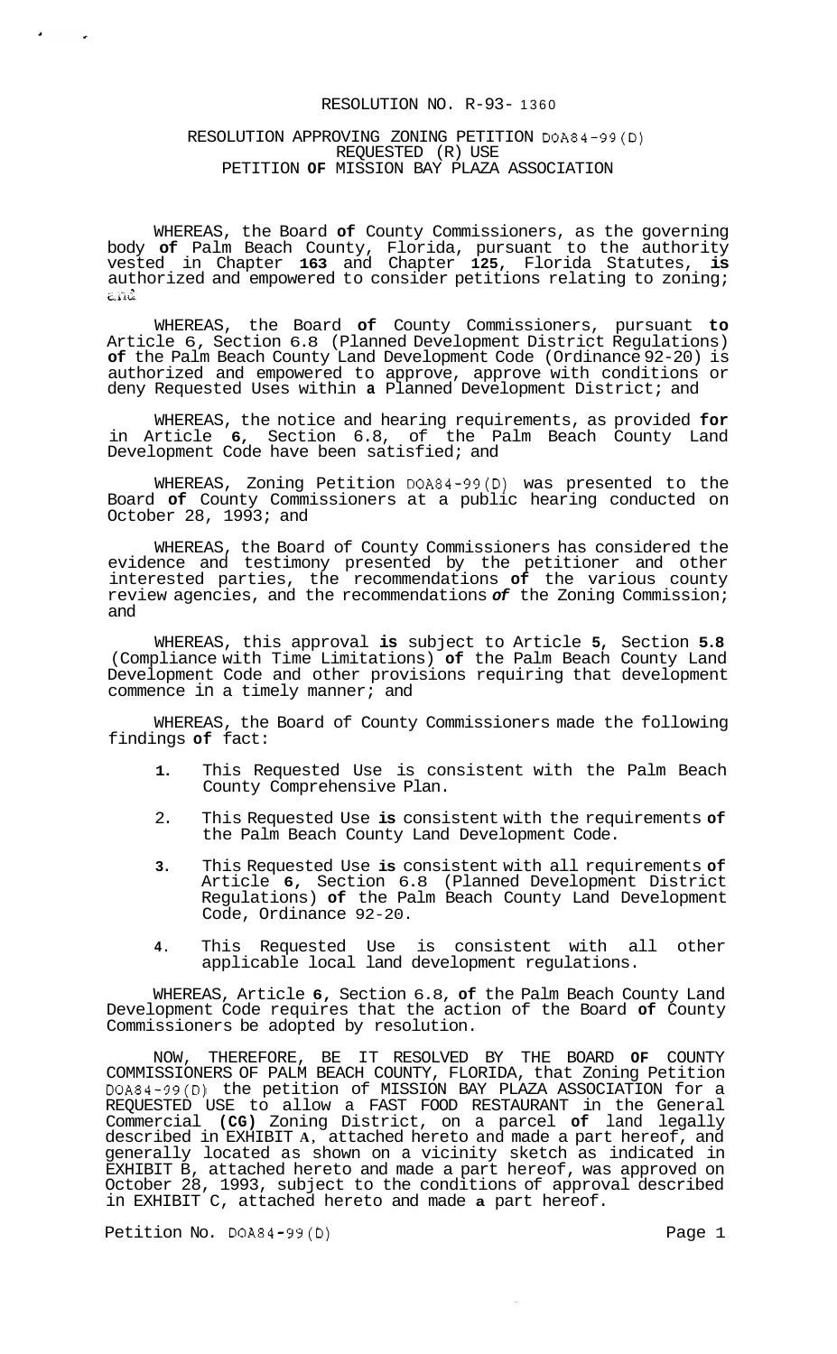# RESOLUTION NO. R-93- 1360

## RESOLUTION APPROVING ZONING PETITION DOA84-99(D) REQUESTED (R) USE PETITION OF MISSION BAY PLAZA ASSOCIATION

WHEREAS, the Board of County Commissioners, as the governing body of Palm Beach County, Florida, pursuant to the authority vested in Chapter 163 and Chapter 125, Florida Statutes, is authorized and empowered to consider petitions relating to zoning; and

WHEREAS, the Board of County Commissioners, pursuant to Article 6, Section 6.8 (Planned Development District Regulations) of the Palm Beach County Land Development Code (Ordinance 92-20) is authorized and empowered to approve, approve with conditions or deny Requested Uses within a Planned Development District; and

WHEREAS, the notice and hearing requirements, as provided for in Article 6, Section 6.8, of the Palm Beach County Land Development Code have been satisfied; and

WHEREAS, Zoning Petition DOA84-99(D) was presented to the Board of County Commissioners at a public hearing conducted on October 28, 1993; and

WHEREAS, the Board of County Commissioners has considered the evidence and testimony presented by the petitioner and other interested parties, the recommendations of the various county review agencies, and the recommendations of the Zoning Commission; and

WHEREAS, this approval is subject to Article 5, Section 5.8 (Compliance with Time Limitations) of the Palm Beach County Land Development Code and other provisions requiring that development commence in a timely manner; and

WHEREAS, the Board of County Commissioners made the following findings of fact:

1. This Requested Use is consistent with the Palm Beach County Comprehensive Plan.
2. This Requested Use is consistent with the requirements of the Palm Beach County Land Development Code.
3. This Requested Use is consistent with all requirements of Article 6, Section 6.8 (Planned Development District Regulations) of the Palm Beach County Land Development Code, Ordinance 92-20.
4. This Requested Use is consistent with all other applicable local land development regulations.

WHEREAS, Article 6, Section 6.8, of the Palm Beach County Land Development Code requires that the action of the Board of County Commissioners be adopted by resolution.

NOW, THEREFORE, BE IT RESOLVED BY THE BOARD OF COUNTY COMMISSIONERS OF PALM BEACH COUNTY, FLORIDA, that Zoning Petition DOA84-99(D) the petition of MISSION BAY PLAZA ASSOCIATION for a REQUESTED USE to allow a FAST FOOD RESTAURANT in the General Commercial (CG) Zoning District, on a parcel of land legally described in EXHIBIT A, attached hereto and made a part hereof, and generally located as shown on a vicinity sketch as indicated in EXHIBIT B, attached hereto and made a part hereof, was approved on October 28, 1993, subject to the conditions of approval described in EXHIBIT C, attached hereto and made a part hereof.

Petition No. DOA84-99(D)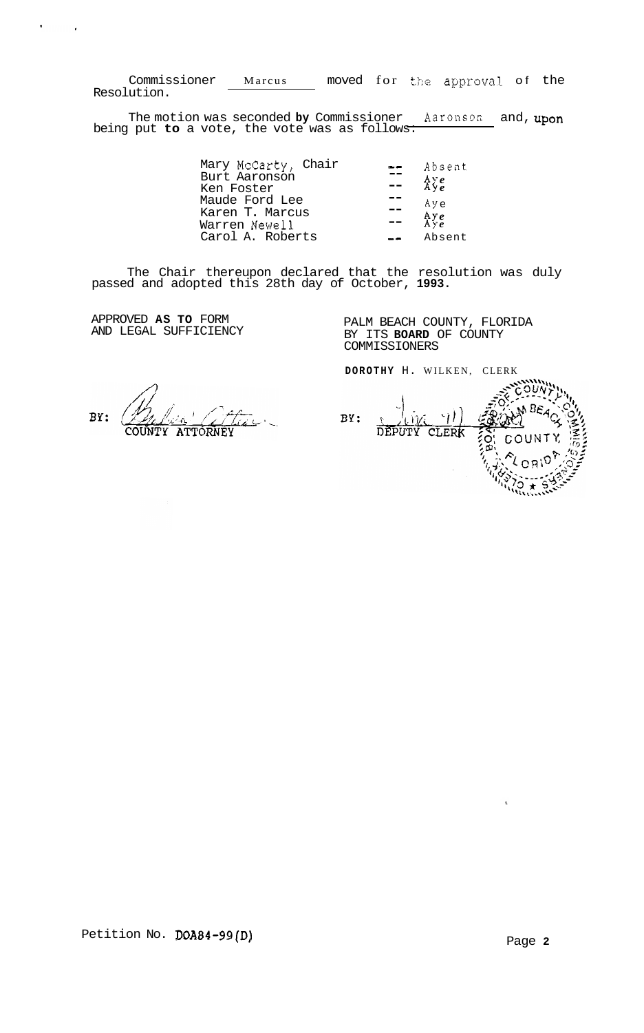Commissioner Marcus moved for the approval of the Resolution.

The motion was seconded by Commissioner Aaronson and, upon being put to a vote, the vote was as follows:

| | | |
|---|---|---|
| Mary McCarty, Chair | -- | Absent |
| Burt Aaronson | -- | Aye |
| Ken Foster | -- | Aye |
| Maude Ford Lee | -- | Aye |
| Karen T. Marcus | -- | Aye |
| Warren Newell | -- | Aye |
| Carol A. Roberts | -- | Absent |

The Chair thereupon declared that the resolution was duly passed and adopted this 28th day of October, 1993.

APPROVED AS TO FORM AND LEGAL SUFFICIENCY

BY: COUNTY ATTORNEY

PALM BEACH COUNTY, FLORIDA BY ITS BOARD OF COUNTY COMMISSIONERS

DOROTHY H. WILKEN, CLERK

BY: DEPUTY CLERK

Petition No. DOA84-99(D)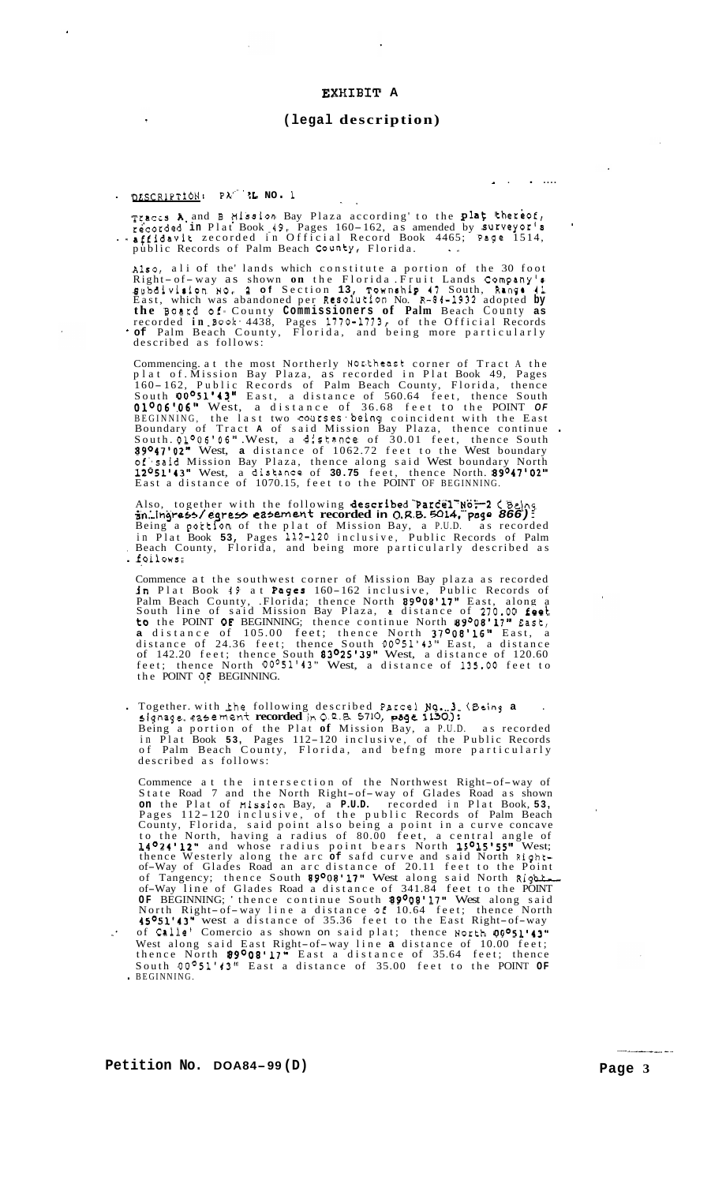# EXHIBIT A

## (legal description)

DESCRIPTION: PARCEL NO. 1

Tracts A and B Mission Bay Plaza according to the plat thereof, recorded in Plat Book 49, Pages 160–162, as amended by surveyor's affidavit recorded in Official Record Book 4465; Page 1514, public Records of Palm Beach County, Florida.

Also, all of the lands which constitute a portion of the 30 foot Right–of–way as shown on the Florida Fruit Lands Company's Subdivision No. 2 of Section 13, Township 47 South, Range 41 East, which was abandoned per Resolution No. R-84-1932 adopted by the Board of County Commissioners of Palm Beach County as recorded in Book 4438, Pages 1770-1773, of the Official Records of Palm Beach County, Florida, and being more particularly described as follows:

Commencing at the most Northerly Northeast corner of Tract A the plat of Mission Bay Plaza, as recorded in Plat Book 49, Pages 160–162, Public Records of Palm Beach County, Florida, thence South 00°51'43" East, a distance of 560.64 feet, thence South 01°06'06" West, a distance of 36.68 feet to the POINT OF BEGINNING, the last two courses being coincident with the East Boundary of Tract A of said Mission Bay Plaza, thence continue South 01°06'06" West, a distance of 30.01 feet, thence South 89°47'02" West, a distance of 1062.72 feet to the West boundary of said Mission Bay Plaza, thence along said West boundary North 12°51'43" West, a distance of 30.75 feet, thence North 89°47'02" East a distance of 1070.15, feet to the POINT OF BEGINNING.

Also, together with the following described Parcel No. 2 (Being an ingress/egress easement recorded in O.R.B. 5014, page 866): Being a portion of the plat of Mission Bay, a P.U.D. as recorded in Plat Book 53, Pages 112-120 inclusive, Public Records of Palm Beach County, Florida, and being more particularly described as follows:

Commence at the southwest corner of Mission Bay plaza as recorded in Plat Book 49 at Pages 160–162 inclusive, Public Records of Palm Beach County, Florida; thence North 89°08'17" East, along a South line of said Mission Bay Plaza, a distance of 270.00 feet to the POINT OF BEGINNING; thence continue North 89°08'17" East, a distance of 105.00 feet; thence North 37°08'16" East, a distance of 24.36 feet; thence South 00°51'43" East, a distance of 142.20 feet; thence South 83°25'39" West, a distance of 120.60 feet; thence North 00°51'43" West, a distance of 135.00 feet to the POINT OF BEGINNING.

Together with the following described Parcel No. 3 (Being a signage easement recorded in O.R.B. 5710, page 1130): Being a portion of the Plat of Mission Bay, a P.U.D. as recorded in Plat Book 53, Pages 112–120 inclusive, of the Public Records of Palm Beach County, Florida, and befng more particularly described as follows:

Commence at the intersection of the Northwest Right–of–way of State Road 7 and the North Right–of–way of Glades Road as shown on the Plat of Mission Bay, a P.U.D. recorded in Plat Book, 53, Pages 112–120 inclusive, of the public Records of Palm Beach County, Florida, said point also being a point in a curve concave to the North, having a radius of 80.00 feet, a central angle of 14°24'12" and whose radius point bears North 15°15'55" West; thence Westerly along the arc of safd curve and said North Right-of-Way of Glades Road an arc distance of 20.11 feet to the Point of Tangency; thence South 89°08'17" West along said North Right-of-Way line of Glades Road a distance of 341.84 feet to the POINT OF BEGINNING; thence continue South 89°08'17" West along said North Right–of–way line a distance of 10.64 feet; thence North 45°51'43" west a distance of 35.36 feet to the East Right–of–way of Calle Comercio as shown on said plat; thence North 00°51'43" West along said East Right–of–way line a distance of 10.00 feet; thence North 89°08'17" East a distance of 35.64 feet; thence South 00°51'43" East a distance of 35.00 feet to the POINT OF BEGINNING.

**Petition No. DOA84–99(D)**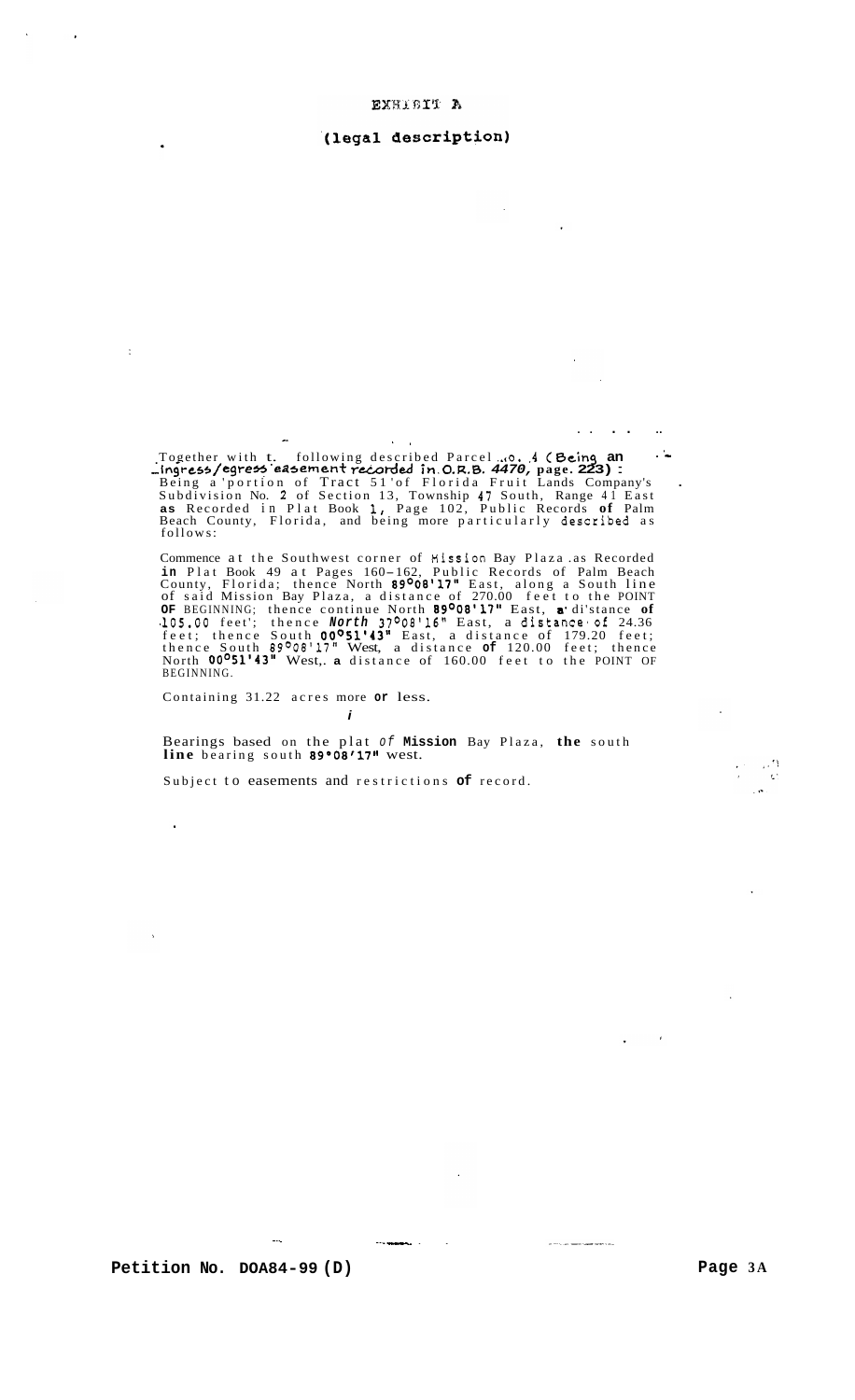# EXHIBIT A

## (legal description)

Together with the following described Parcel No. 4 (Being an ingress/egress easement recorded in O.R.B. 4470, page. 223) :
Being a portion of Tract 51 of Florida Fruit Lands Company's Subdivision No. 2 of Section 13, Township 47 South, Range 41 East as Recorded in Plat Book 1, Page 102, Public Records of Palm Beach County, Florida, and being more particularly described as follows:

Commence at the Southwest corner of Mission Bay Plaza as Recorded in Plat Book 49 at Pages 160-162, Public Records of Palm Beach County, Florida; thence North 89°08'17" East, along a South line of said Mission Bay Plaza, a distance of 270.00 feet to the POINT OF BEGINNING; thence continue North 89°08'17" East, a distance of 105.00 feet; thence North 37°08'16" East, a distance of 24.36 feet; thence South 00°51'43" East, a distance of 179.20 feet; thence South 89°08'17" West, a distance of 120.00 feet; thence North 00°51'43" West, a distance of 160.00 feet to the POINT OF BEGINNING.

Containing 31.22 acres more or less.

Bearings based on the plat of Mission Bay Plaza, the south line bearing south 89°08'17" west.

Subject to easements and restrictions of record.

**Petition No. DOA84-99 (D)** **Page 3A**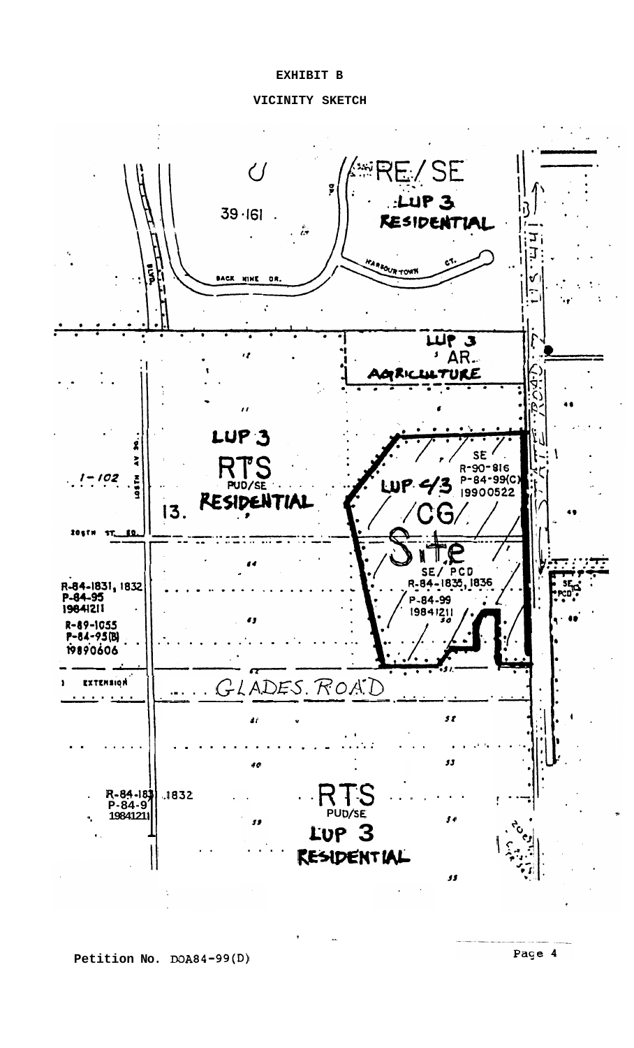# EXHIBIT B

## VICINITY SKETCH

RE/SE

LUP 3

RESIDENTIAL

39·161

BACK NINE DR.

HARBOUR TOWN CT.

LUP 3

AR

AGRICULTURE

LUP 3

RTS

PUD/SE

RESIDENTIAL

13.

1-102

108TH AV SO.

20STH ST. SO.

SE

R-90-916

P-84-99(C)

19900522

LUP 4/3

CG

Site

SE/PCD

R-84-1835, 1836

P-84-99

19841211

R-84-1831, 1832

P-84-95

19841211

R-89-1055

P-84-95(B)

19890606

EXTENSION

GLADES ROAD

STATE ROAD 441

SE

PCD

R-84-1831, 1832

P-84-95

19841211

RTS

PUD/SE

LUP 3

RESIDENTIAL

Petition No. DOA84-99(D)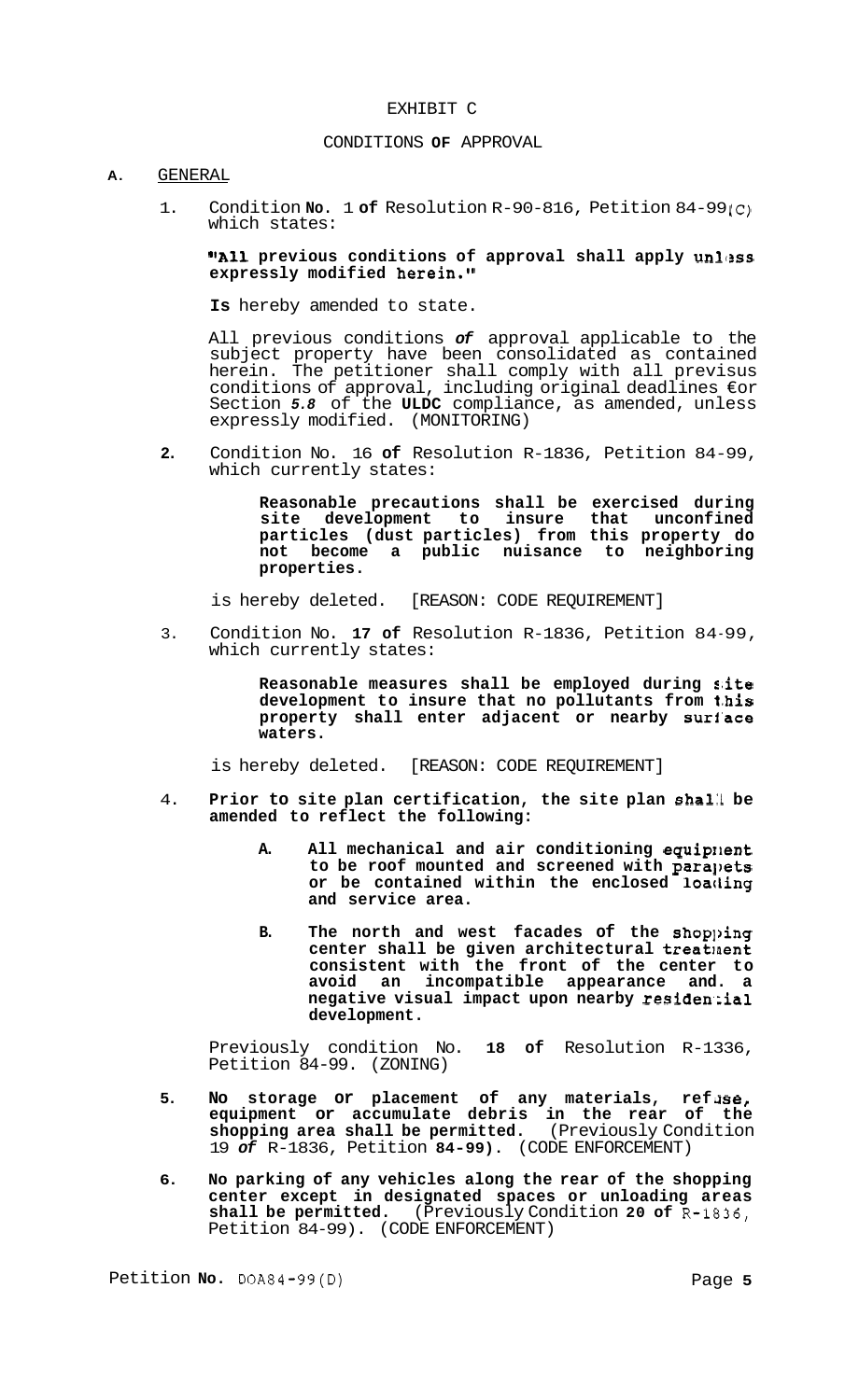EXHIBIT C

CONDITIONS **OF** APPROVAL

**A.** GENERAL

1. Condition **No.** 1 **of** Resolution R-90-816, Petition 84-99(C) which states:

   **"All previous conditions of approval shall apply unless expressly modified herein."**

   **Is** hereby amended to state.

   All previous conditions *of* approval applicable to the subject property have been consolidated as contained herein. The petitioner shall comply with all previsus conditions of approval, including original deadlines €or Section *5.8* of the **ULDC** compliance, as amended, unless expressly modified. (MONITORING)

2. Condition No. 16 **of** Resolution R-1836, Petition 84-99, which currently states:

   > **Reasonable precautions shall be exercised during site development to insure that unconfined particles (dust particles) from this property do not become a public nuisance to neighboring properties.**

   is hereby deleted. [REASON: CODE REQUIREMENT]

3. Condition No. **17 of** Resolution R-1836, Petition 84-99, which currently states:

   > **Reasonable measures shall be employed during site development to insure that no pollutants from this property shall enter adjacent or nearby surface waters.**

   is hereby deleted. [REASON: CODE REQUIREMENT]

4. **Prior to site plan certification, the site plan shall be amended to reflect the following:**

   > **A. All mechanical and air conditioning equipment to be roof mounted and screened with parapets or be contained within the enclosed loading and service area.**
   >
   > **B. The north and west facades of the shopping center shall be given architectural treatment consistent with the front of the center to avoid an incompatible appearance and. a negative visual impact upon nearby residential development.**

   Previously condition No. **18 of** Resolution R-1336, Petition 84-99. (ZONING)

5. **No storage or placement of any materials, refuse, equipment or accumulate debris in the rear of the shopping area shall be permitted.** (Previously Condition 19 *of* R-1836, Petition **84-99).** (CODE ENFORCEMENT)

6. **No parking of any vehicles along the rear of the shopping center except in designated spaces or unloading areas shall be permitted.** (Previously Condition **20 of** R-1836, Petition 84-99). (CODE ENFORCEMENT)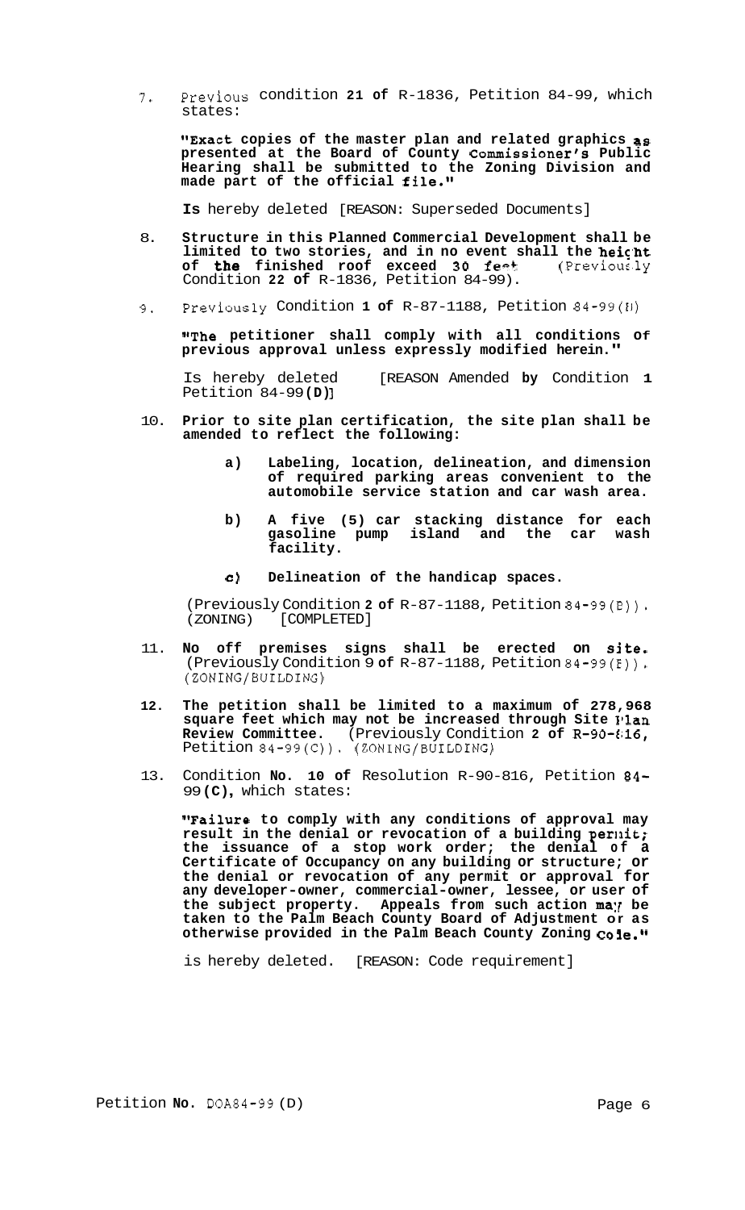7. Previous condition **21 of** R-1836, Petition 84-99, which states:

   **"Exact copies of the master plan and related graphics as presented at the Board of County Commissioner's Public Hearing shall be submitted to the Zoning Division and made part of the official file."**

   **Is** hereby deleted [REASON: Superseded Documents]

8. **Structure in this Planned Commercial Development shall be limited to two stories, and in no event shall the height of the finished roof exceed 30 feet** (Previously Condition **22 of** R-1836, Petition 84-99).

9. Previously Condition **1 of** R-87-1188, Petition 84-99(B)

   **"The petitioner shall comply with all conditions of previous approval unless expressly modified herein."**

   Is hereby deleted [REASON Amended **by** Condition **1** Petition 84-99**(D)**]

10. **Prior to site plan certification, the site plan shall be amended to reflect the following:**

    **a) Labeling, location, delineation, and dimension of required parking areas convenient to the automobile service station and car wash area.**

    **b) A five (5) car stacking distance for each gasoline pump island and the car wash facility.**

    **c) Delineation of the handicap spaces.**

    (Previously Condition **2 of** R-87-1188, Petition 84-99(B)). (ZONING) [COMPLETED]

11. **No off premises signs shall be erected on site.** (Previously Condition 9 **of** R-87-1188, Petition 84-99(B)). (ZONING/BUILDING)

12. **The petition shall be limited to a maximum of 278,968 square feet which may not be increased through Site Plan Review Committee.** (Previously Condition **2 of** R-90-816, Petition 84-99(C)). (ZONING/BUILDING)

13. Condition **No. 10 of** Resolution R-90-816, Petition 84-99**(C)**, which states:

    **"Failure to comply with any conditions of approval may result in the denial or revocation of a building permit; the issuance of a stop work order; the denial of a Certificate of Occupancy on any building or structure; or the denial or revocation of any permit or approval for any developer-owner, commercial-owner, lessee, or user of the subject property. Appeals from such action may be taken to the Palm Beach County Board of Adjustment or as otherwise provided in the Palm Beach County Zoning Code."**

    is hereby deleted. [REASON: Code requirement]

Petition **No.** DOA84-99 (D)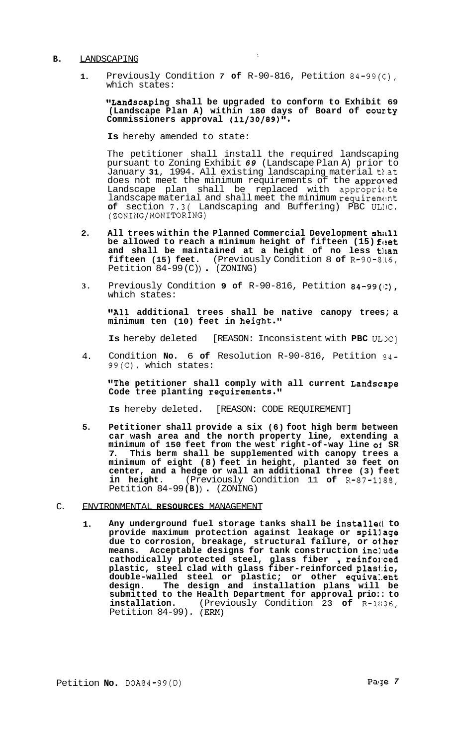**B.** LANDSCAPING

1. Previously Condition 7 **of** R-90-816, Petition 84-99(C), which states:

   **"Landscaping shall be upgraded to conform to Exhibit 69 (Landscape Plan A) within 180 days of Board of county Commissioners approval (11/30/89)".**

   **Is** hereby amended to state:

   The petitioner shall install the required landscaping pursuant to Zoning Exhibit 69 (Landscape Plan A) prior to January 31, 1994. All existing landscaping material that does not meet the minimum requirements of the approved Landscape plan shall be replaced with appropriate landscape material and shall meet the minimum requirement **of** section 7.3( Landscaping and Buffering) PBC ULDC. (ZONING/MONITORING)

2. **All trees within the Planned Commercial Development shall be allowed to reach a minimum height of fifteen (15) feet and shall be maintained at a height of no less than fifteen (15) feet.** (Previously Condition 8 **of** R-90-816, Petition 84-99(C)). (ZONING)

3. Previously Condition **9 of** R-90-816, Petition **84-99(C),** which states:

   **"All additional trees shall be native canopy trees; a minimum ten (10) feet in height."**

   **Is** hereby deleted [REASON: Inconsistent with **PBC** ULDC]

4. Condition **No.** 6 **of** Resolution R-90-816, Petition 84-99(C), which states:

   **"The petitioner shall comply with all current Landscape Code tree planting requirements."**

   **Is** hereby deleted. [REASON: CODE REQUIREMENT]

5. **Petitioner shall provide a six (6) foot high berm between car wash area and the north property line, extending a minimum of 150 feet from the west right-of-way line of SR 7. This berm shall be supplemented with canopy trees a minimum of eight (8) feet in height, planted 30 feet on center, and a hedge or wall an additional three (3) feet in height.** (Previously Condition 11 **of** R-87-1188, Petition 84-99**(B)**). (ZONING)

C. ENVIRONMENTAL **RESOURCES** MANAGEMENT

1. **Any underground fuel storage tanks shall be installed to provide maximum protection against leakage or spillage due to corrosion, breakage, structural failure, or other means. Acceptable designs for tank construction include cathodically protected steel, glass fiber , reinforced plastic, steel clad with glass fiber-reinforced plastic, double-walled steel or plastic; or other equivalent design. The design and installation plans will be submitted to the Health Department for approval prior to installation.** (Previously Condition 23 **of** R-1836, Petition 84-99). (ERM)

Petition **No.** DOA84-99(D)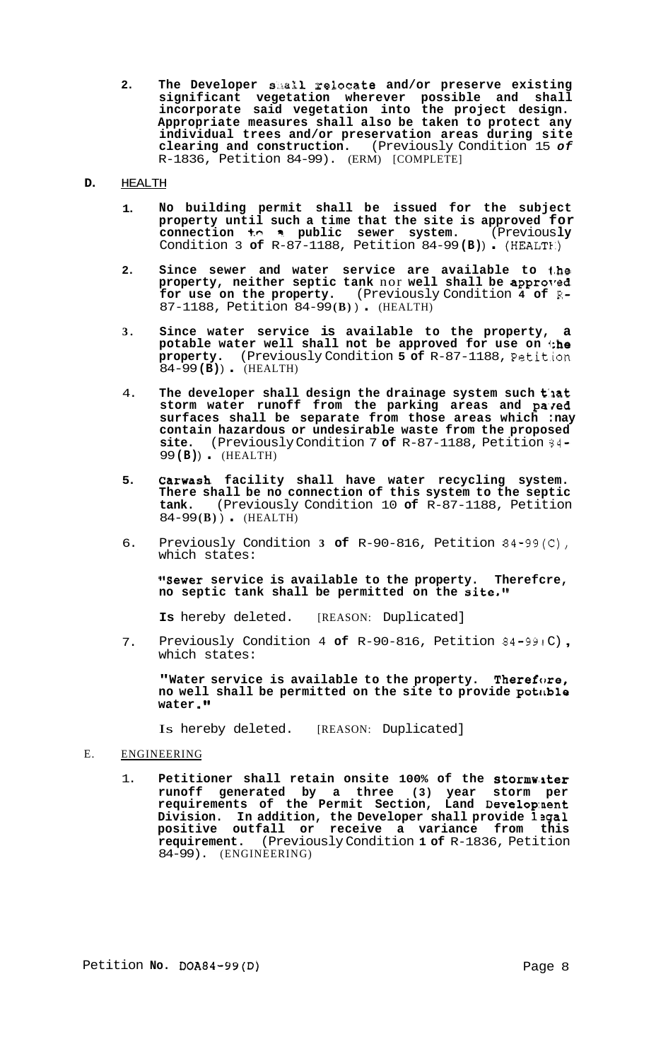2. **The Developer shall relocate and/or preserve existing significant vegetation wherever possible and shall incorporate said vegetation into the project design. Appropriate measures shall also be taken to protect any individual trees and/or preservation areas during site clearing and construction.** (Previously Condition 15 ***of*** R-1836, Petition 84-99). (ERM) [COMPLETE]

**D.** HEALTH

1. **No building permit shall be issued for the subject property until such a time that the site is approved for connection to a public sewer system.** (Previously Condition 3 **of** R-87-1188, Petition 84-99**(B)**)**.** (HEALTH)

2. **Since sewer and water service are available to the property, neither septic tank** nor **well shall be approved for use on the property.** (Previously Condition **4 of** R-87-1188, Petition 84-99**(B)**)**.** (HEALTH)

3. **Since water service is available to the property, a potable water well shall not be approved for use on the property.** (Previously Condition **5 of** R-87-1188, Petition 84-99**(B)**)**.** (HEALTH)

4. **The developer shall design the drainage system such that storm water runoff from the parking areas and paved surfaces shall be separate from those areas which may contain hazardous or undesirable waste from the proposed site.** (Previously Condition 7 **of** R-87-1188, Petition 84-99**(B)**)**.** (HEALTH)

5. **Carwash facility shall have water recycling system. There shall be no connection of this system to the septic tank.** (Previously Condition 10 **of** R-87-1188, Petition 84-99**(B)**)**.** (HEALTH)

6. Previously Condition **3 of** R-90-816, Petition 84-99(C), which states:

   **"Sewer service is available to the property. Therefore, no septic tank shall be permitted on the site."**

   **Is** hereby deleted. [REASON: Duplicated]

7. Previously Condition 4 **of** R-90-816, Petition 84-99(C), which states:

   **"Water service is available to the property. Therefore, no well shall be permitted on the site to provide potable water."**

   Is hereby deleted. [REASON: Duplicated]

E. ENGINEERING

1. **Petitioner shall retain onsite 100% of the stormwater runoff generated by a three (3) year storm per requirements of the Permit Section, Land Development Division. In addition, the Developer shall provide legal positive outfall or receive a variance from this requirement.** (Previously Condition **1 of** R-1836, Petition 84-99). (ENGINEERING)

Petition **No.** DOA84-99(D)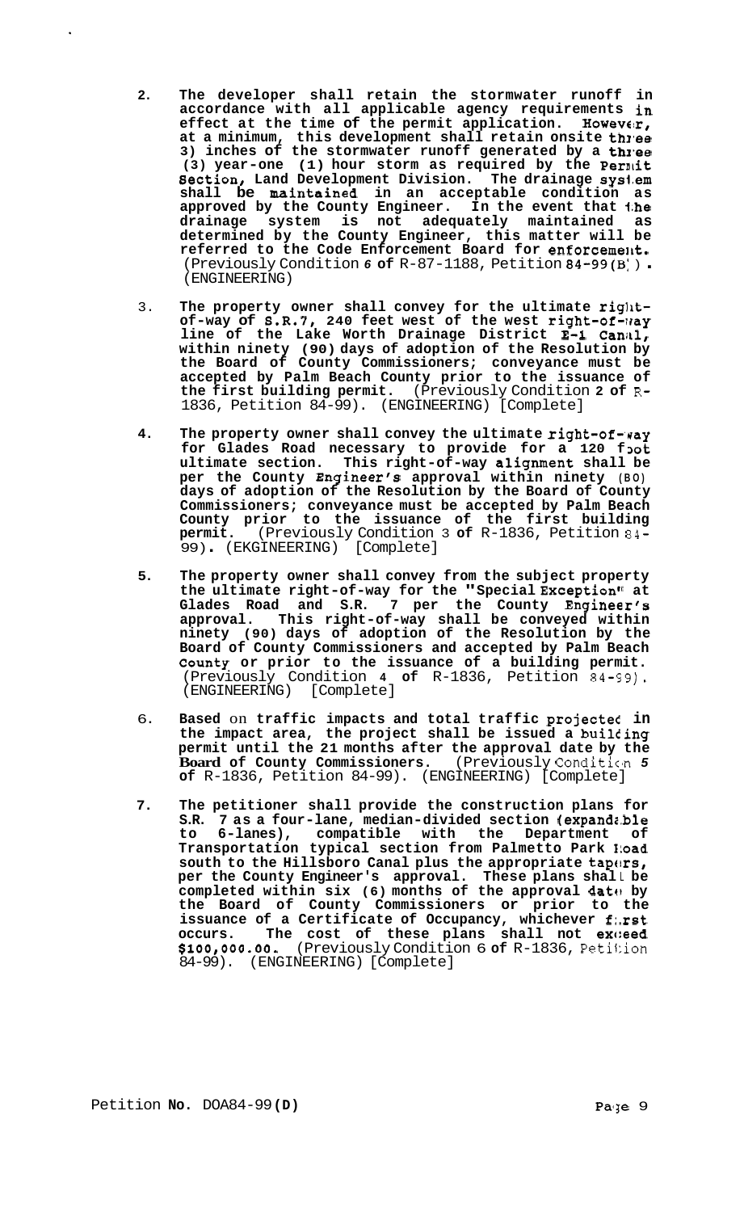2. **The developer shall retain the stormwater runoff in accordance with all applicable agency requirements in effect at the time of the permit application. However, at a minimum, this development shall retain onsite three 3) inches of the stormwater runoff generated by a three (3) year-one (1) hour storm as required by the Permit Section, Land Development Division. The drainage system shall be maintained in an acceptable condition as approved by the County Engineer. In the event that the drainage system is not adequately maintained as determined by the County Engineer, this matter will be referred to the Code Enforcement Board for enforcement.** (Previously Condition 6 of R-87-1188, Petition 84-99(B)). (ENGINEERING)

3. **The property owner shall convey for the ultimate right-of-way of S.R.7, 240 feet west of the west right-of-way line of the Lake Worth Drainage District E-1 Canal, within ninety (90) days of adoption of the Resolution by the Board of County Commissioners; conveyance must be accepted by Palm Beach County prior to the issuance of the first building permit.** (Previously Condition 2 of R-1836, Petition 84-99). (ENGINEERING) [Complete]

4. **The property owner shall convey the ultimate right-of-way for Glades Road necessary to provide for a 120 foot ultimate section. This right-of-way alignment shall be per the County Engineer's approval within ninety (90) days of adoption of the Resolution by the Board of County Commissioners; conveyance must be accepted by Palm Beach County prior to the issuance of the first building permit.** (Previously Condition 3 of R-1836, Petition 84-99). (EKGINEERING) [Complete]

5. **The property owner shall convey from the subject property the ultimate right-of-way for the "Special Exception" at Glades Road and S.R. 7 per the County Engineer's approval. This right-of-way shall be conveyed within ninety (90) days of adoption of the Resolution by the Board of County Commissioners and accepted by Palm Beach County or prior to the issuance of a building permit.** (Previously Condition 4 of R-1836, Petition 84-99). (ENGINEERING) [Complete]

6. **Based on traffic impacts and total traffic projected in the impact area, the project shall be issued a building permit until the 21 months after the approval date by the Board of County Commissioners.** (Previously Condition 5 of R-1836, Petition 84-99). (ENGINEERING) [Complete]

7. **The petitioner shall provide the construction plans for S.R. 7 as a four-lane, median-divided section (expandable to 6-lanes), compatible with the Department of Transportation typical section from Palmetto Park Road south to the Hillsboro Canal plus the appropriate tapers, per the County Engineer's approval. These plans shall be completed within six (6) months of the approval date by the Board of County Commissioners or prior to the issuance of a Certificate of Occupancy, whichever first occurs. The cost of these plans shall not exceed $100,000.00.** (Previously Condition 6 of R-1836, Petition 84-99). (ENGINEERING) [Complete]

Petition No. DOA84-99(D)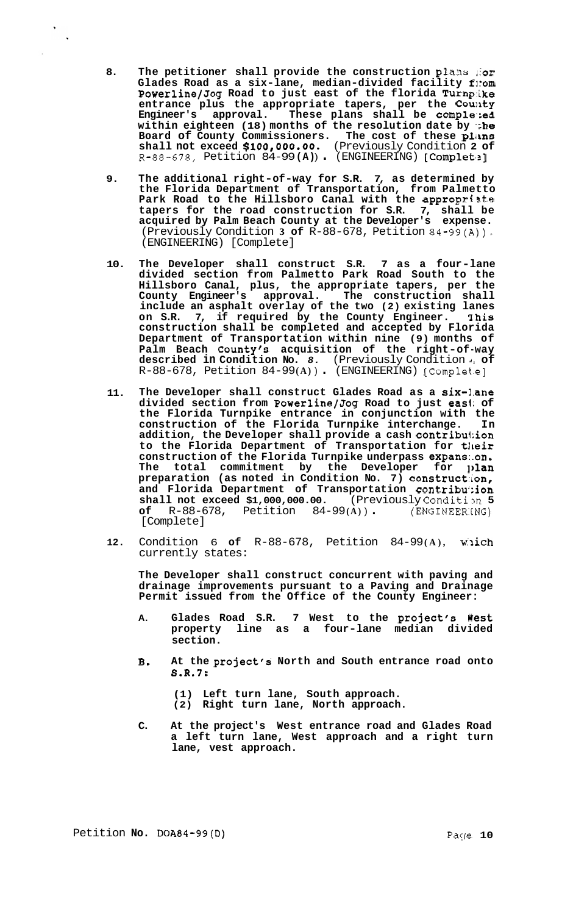8. **The petitioner shall provide the construction plans for Glades Road as a six-lane, median-divided facility from Powerline/Jog Road to just east of the florida Turnpike entrance plus the appropriate tapers, per the County Engineer's approval. These plans shall be completed within eighteen (18) months of the resolution date by the Board of County Commissioners. The cost of these plans shall not exceed $100,000.00.** (Previously Condition 2 of R-88-678, Petition 84-99(A)). (ENGINEERING) [Complete]

9. **The additional right-of-way for S.R. 7, as determined by the Florida Department of Transportation, from Palmetto Park Road to the Hillsboro Canal with the appropriate tapers for the road construction for S.R. 7, shall be acquired by Palm Beach County at the Developer's expense.** (Previously Condition 3 of R-88-678, Petition 84-99(A)). (ENGINEERING) [Complete]

10. **The Developer shall construct S.R. 7 as a four-lane divided section from Palmetto Park Road South to the Hillsboro Canal, plus, the appropriate tapers, per the County Engineer's approval. The construction shall include an asphalt overlay of the two (2) existing lanes on S.R. 7, if required by the County Engineer. This construction shall be completed and accepted by Florida Department of Transportation within nine (9) months of Palm Beach County's acquisition of the right-of-way described in Condition No. 8.** (Previously Condition 4 of R-88-678, Petition 84-99(A)). (ENGINEERING) [Complete]

11. **The Developer shall construct Glades Road as a six-lane divided section from Powerline/Jog Road to just east of the Florida Turnpike entrance in conjunction with the construction of the Florida Turnpike interchange. In addition, the Developer shall provide a cash contribution to the Florida Department of Transportation for their construction of the Florida Turnpike underpass expansion. The total commitment by the Developer for plan preparation (as noted in Condition No. 7) construction, and Florida Department of Transportation contribution shall not exceed $1,000,000.00.** (Previously Condition 5 of R-88-678, Petition 84-99(A)). (ENGINEERING) [Complete]

12. Condition 6 of R-88-678, Petition 84-99(A), which currently states:

    **The Developer shall construct concurrent with paving and drainage improvements pursuant to a Paving and Drainage Permit issued from the Office of the County Engineer:**

    A. **Glades Road S.R. 7 West to the project's West property line as a four-lane median divided section.**

    B. **At the project's North and South entrance road onto S.R.7:**

       **(1) Left turn lane, South approach.**
       **(2) Right turn lane, North approach.**

    C. **At the project's West entrance road and Glades Road a left turn lane, West approach and a right turn lane, vest approach.**

Petition No. DOA84-99(D)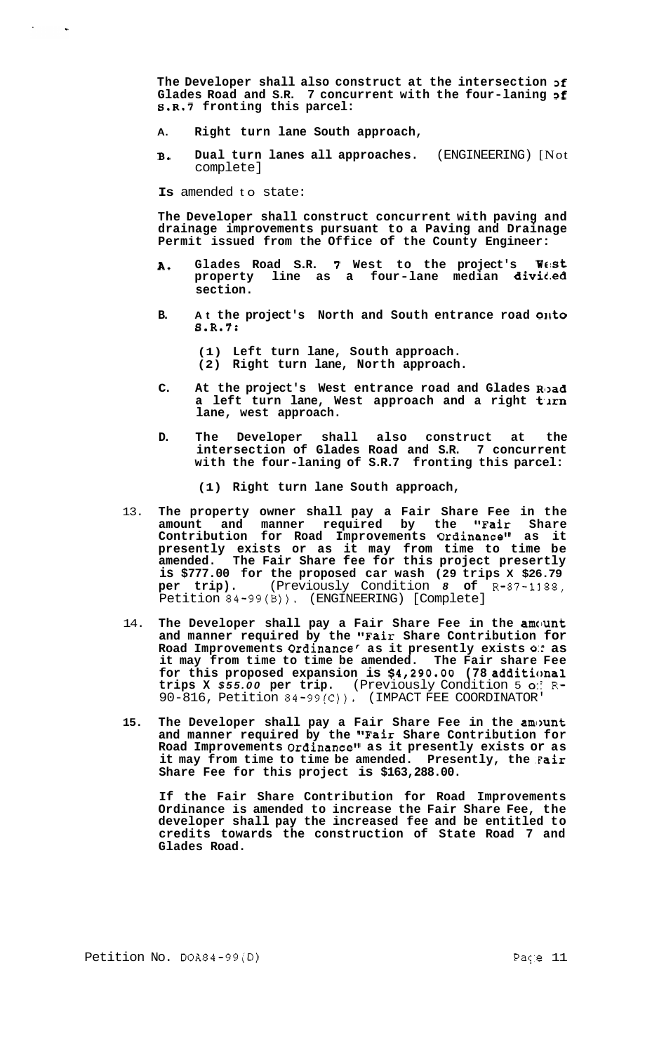**The Developer shall also construct at the intersection of Glades Road and S.R. 7 concurrent with the four-laning of S.R.7 fronting this parcel:**

A. **Right turn lane South approach,**

B. **Dual turn lanes all approaches.** (ENGINEERING) [Not complete]

**Is** amended to state:

**The Developer shall construct concurrent with paving and drainage improvements pursuant to a Paving and Drainage Permit issued from the Office of the County Engineer:**

A. **Glades Road S.R. 7 West to the project's West property line as a four-lane median divided section.**

B. **At the project's North and South entrance road onto S.R.7:**

 **(1) Left turn lane, South approach.**
 **(2) Right turn lane, North approach.**

C. **At the project's West entrance road and Glades Road a left turn lane, West approach and a right turn lane, west approach.**

D. **The Developer shall also construct at the intersection of Glades Road and S.R. 7 concurrent with the four-laning of S.R.7 fronting this parcel:**

 **(1) Right turn lane South approach,**

13. **The property owner shall pay a Fair Share Fee in the amount and manner required by the "Fair Share Contribution for Road Improvements Ordinance" as it presently exists or as it may from time to time be amended. The Fair Share fee for this project presently is $777.00 for the proposed car wash (29 trips X $26.79 per trip).** (Previously Condition *8* **of** R-87-1188, Petition 84-99(B)). (ENGINEERING) [Complete]

14. **The Developer shall pay a Fair Share Fee in the amount and manner required by the "Fair Share Contribution for Road Improvements Ordinance' as it presently exists or as it may from time to time be amended. The Fair share Fee for this proposed expansion is $4,290.00 (78 additional trips X *$55.00* per trip.** (Previously Condition 5 of R-90-816, Petition 84-99(C)). (IMPACT FEE COORDINATOR'

15. **The Developer shall pay a Fair Share Fee in the amount and manner required by the "Fair Share Contribution for Road Improvements Ordinance" as it presently exists or as it may from time to time be amended. Presently, the Fair Share Fee for this project is $163,288.00.**

 **If the Fair Share Contribution for Road Improvements Ordinance is amended to increase the Fair Share Fee, the developer shall pay the increased fee and be entitled to credits towards the construction of State Road 7 and Glades Road.**

Petition No. DOA84-99(D)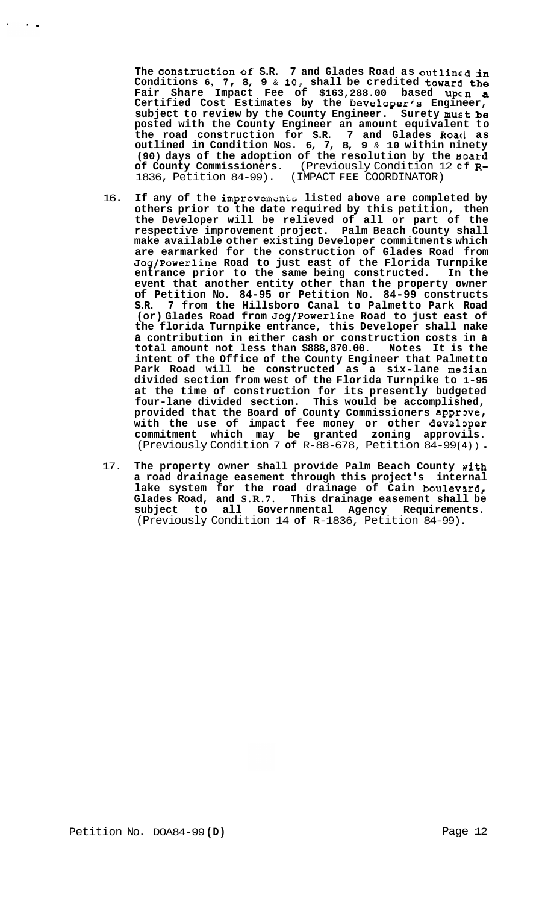**The construction of S.R. 7 and Glades Road as outlined in Conditions 6, 7, 8, 9 & 10, shall be credited toward the Fair Share Impact Fee of $163,288.00 based upon a Certified Cost Estimates by the Developer's Engineer, subject to review by the County Engineer. Surety must be posted with the County Engineer an amount equivalent to the road construction for S.R. 7 and Glades Road as outlined in Condition Nos. 6, 7, 8, 9 & 10 within ninety (90) days of the adoption of the resolution by the Board of County Commissioners.** (Previously Condition 12 of R-1836, Petition 84-99). (IMPACT **FEE** COORDINATOR)

16. **If any of the improvements listed above are completed by others prior to the date required by this petition, then the Developer will be relieved of all or part of the respective improvement project. Palm Beach County shall make available other existing Developer commitments which are earmarked for the construction of Glades Road from Jog/Powerline Road to just east of the Florida Turnpike entrance prior to the same being constructed. In the event that another entity other than the property owner of Petition No. 84-95 or Petition No. 84-99 constructs S.R. 7 from the Hillsboro Canal to Palmetto Park Road (or) Glades Road from Jog/Powerline Road to just east of the florida Turnpike entrance, this Developer shall nake a contribution in either cash or construction costs in a total amount not less than $888,870.00. Notes It is the intent of the Office of the County Engineer that Palmetto Park Road will be constructed as a six-lane median divided section from west of the Florida Turnpike to 1-95 at the time of construction for its presently budgeted four-lane divided section. This would be accomplished, provided that the Board of County Commissioners approve, with the use of impact fee money or other developer commitment which may be granted zoning approvils.** (Previously Condition 7 **of** R-88-678, Petition 84-99**(4)**)**.**

17. **The property owner shall provide Palm Beach County with a road drainage easement through this project's internal lake system for the road drainage of Cain boulevard, Glades Road, and S.R.7. This drainage easement shall be subject to all Governmental Agency Requirements.** (Previously Condition 14 **of** R-1836, Petition 84-99).

Petition No. DOA84-99**(D)**